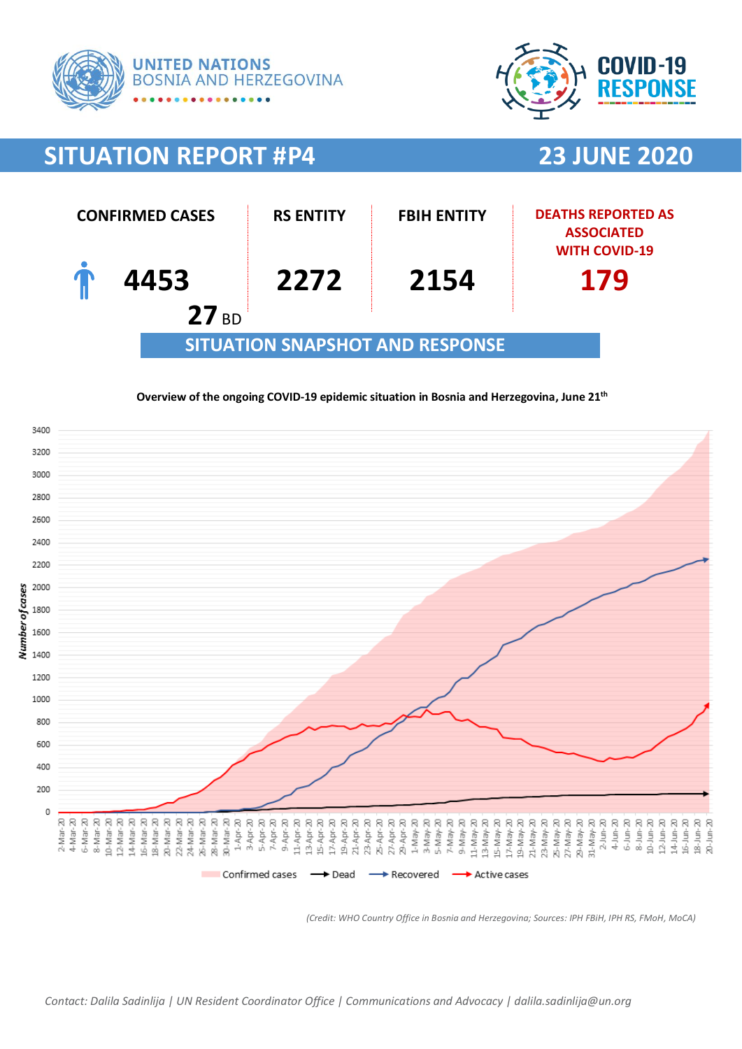UNITED NATIONS
BOSNIA AND HERZEGOVINA

COVID-19 RESPONSE

# SITUATION REPORT #P4

## 23 JUNE 2020

| CONFIRMED CASES | RS ENTITY | FBIH ENTITY | DEATHS REPORTED AS ASSOCIATED WITH COVID-19 |
|---|---|---|---|
| 4453 | 2272 | 2154 | 179 |
| 27 BD | | | |

## SITUATION SNAPSHOT AND RESPONSE

**Overview of the ongoing COVID-19 epidemic situation in Bosnia and Herzegovina, June 21th**

*(Credit: WHO Country Office in Bosnia and Herzegovina; Sources: IPH FBiH, IPH RS, FMoH, MoCA)*

*Contact: Dalila Sadinlija | UN Resident Coordinator Office | Communications and Advocacy | dalila.sadinlija@un.org*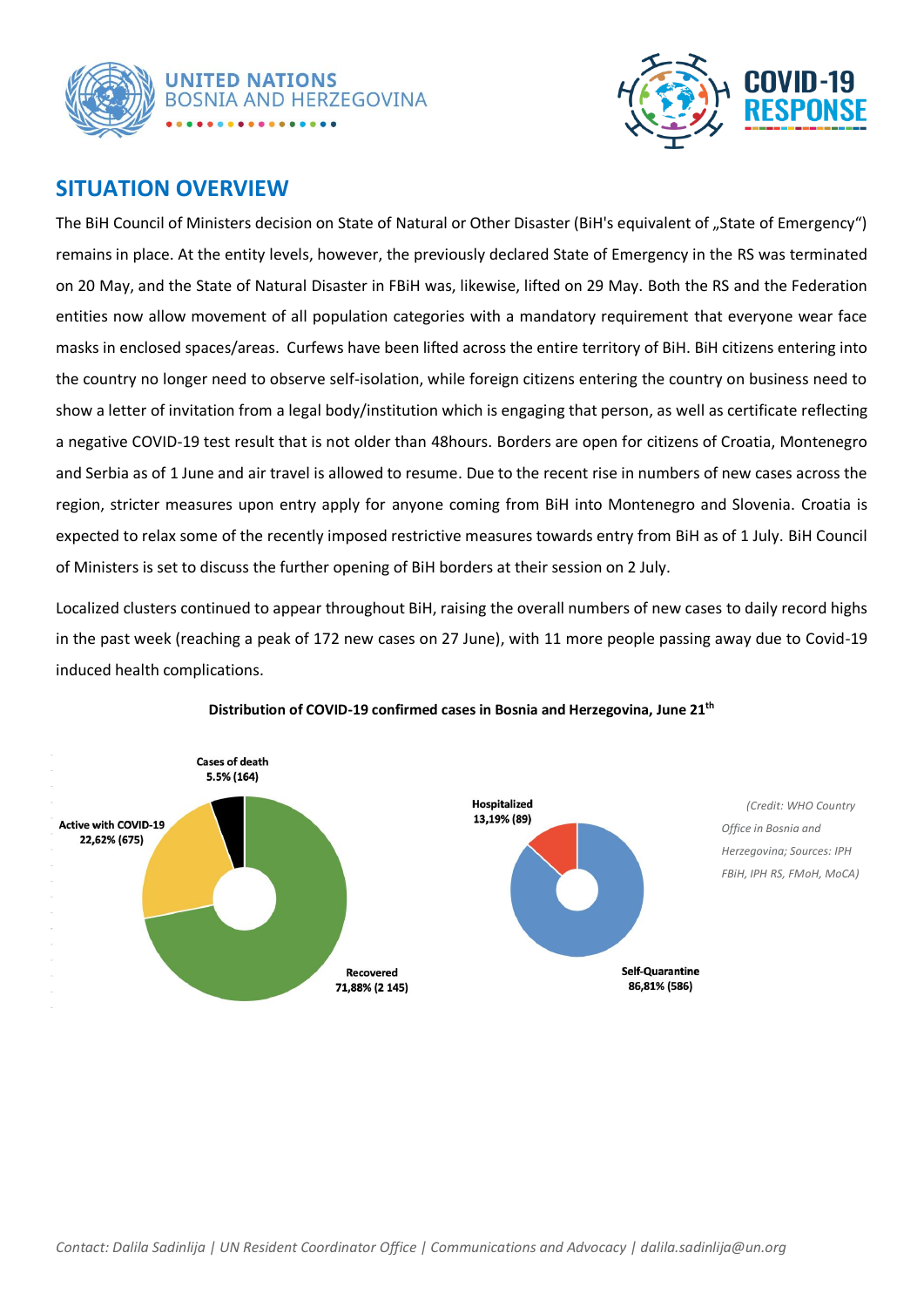## SITUATION OVERVIEW

The BiH Council of Ministers decision on State of Natural or Other Disaster (BiH's equivalent of „State of Emergency") remains in place. At the entity levels, however, the previously declared State of Emergency in the RS was terminated on 20 May, and the State of Natural Disaster in FBiH was, likewise, lifted on 29 May. Both the RS and the Federation entities now allow movement of all population categories with a mandatory requirement that everyone wear face masks in enclosed spaces/areas. Curfews have been lifted across the entire territory of BiH. BiH citizens entering into the country no longer need to observe self-isolation, while foreign citizens entering the country on business need to show a letter of invitation from a legal body/institution which is engaging that person, as well as certificate reflecting a negative COVID-19 test result that is not older than 48hours. Borders are open for citizens of Croatia, Montenegro and Serbia as of 1 June and air travel is allowed to resume. Due to the recent rise in numbers of new cases across the region, stricter measures upon entry apply for anyone coming from BiH into Montenegro and Slovenia. Croatia is expected to relax some of the recently imposed restrictive measures towards entry from BiH as of 1 July. BiH Council of Ministers is set to discuss the further opening of BiH borders at their session on 2 July.

Localized clusters continued to appear throughout BiH, raising the overall numbers of new cases to daily record highs in the past week (reaching a peak of 172 new cases on 27 June), with 11 more people passing away due to Covid-19 induced health complications.

**Distribution of COVID-19 confirmed cases in Bosnia and Herzegovina, June 21th**

Cases of death 5.5% (164)

Active with COVID-19 22,62% (675)

Recovered 71,88% (2 145)

Hospitalized 13,19% (89)

Self-Quarantine 86,81% (586)

*(Credit: WHO Country Office in Bosnia and Herzegovina; Sources: IPH FBiH, IPH RS, FMoH, MoCA)*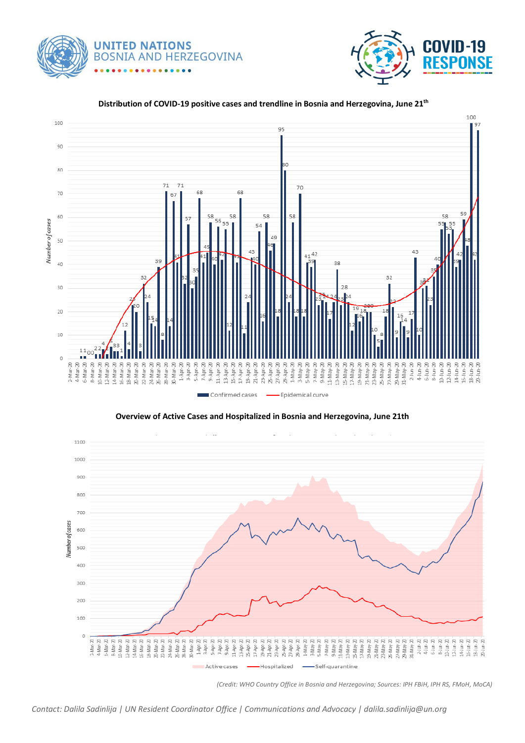**UNITED NATIONS BOSNIA AND HERZEGOVINA**

**COVID-19 RESPONSE**

**Distribution of COVID-19 positive cases and trendline in Bosnia and Herzegovina, June 21th**

Confirmed cases — Epidemical curve

**Overview of Active Cases and Hospitalized in Bosnia and Herzegovina, June 21th**

Active cases — Hospitalized — Self-quarantine

*(Credit: WHO Country Office in Bosnia and Herzegovina; Sources: IPH FBiH, IPH RS, FMoH, MoCA)*

*Contact: Dalila Sadinlija | UN Resident Coordinator Office | Communications and Advocacy | dalila.sadinlija@un.org*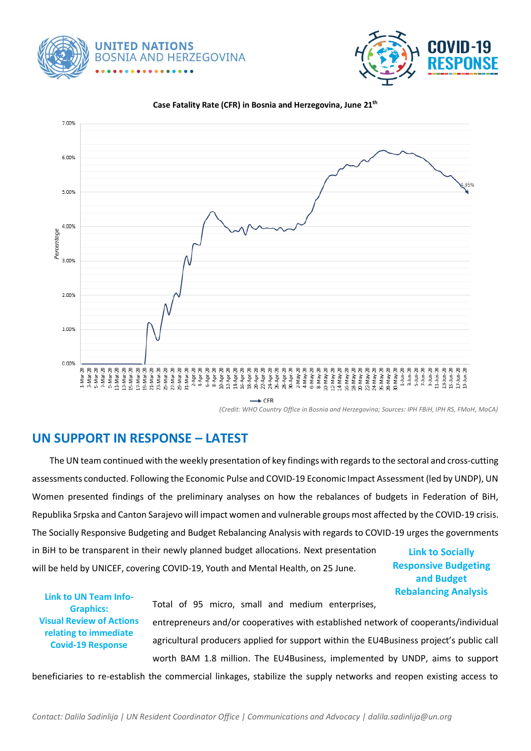**Case Fatality Rate (CFR) in Bosnia and Herzegovina, June 21th**

*(Credit: WHO Country Office in Bosnia and Herzegovina; Sources: IPH FBiH, IPH RS, FMoH, MoCA)*

## UN SUPPORT IN RESPONSE – LATEST

The UN team continued with the weekly presentation of key findings with regards to the sectoral and cross-cutting assessments conducted. Following the Economic Pulse and COVID-19 Economic Impact Assessment (led by UNDP), UN Women presented findings of the preliminary analyses on how the rebalances of budgets in Federation of BiH, Republika Srpska and Canton Sarajevo will impact women and vulnerable groups most affected by the COVID-19 crisis. The Socially Responsive Budgeting and Budget Rebalancing Analysis with regards to COVID-19 urges the governments in BiH to be transparent in their newly planned budget allocations. Next presentation will be held by UNICEF, covering COVID-19, Youth and Mental Health, on 25 June.

**Link to Socially Responsive Budgeting and Budget Rebalancing Analysis**

**Link to UN Team Info-Graphics: Visual Review of Actions relating to immediate Covid-19 Response**

Total of 95 micro, small and medium enterprises, entrepreneurs and/or cooperatives with established network of cooperants/individual agricultural producers applied for support within the EU4Business project's public call worth BAM 1.8 million. The EU4Business, implemented by UNDP, aims to support beneficiaries to re-establish the commercial linkages, stabilize the supply networks and reopen existing access to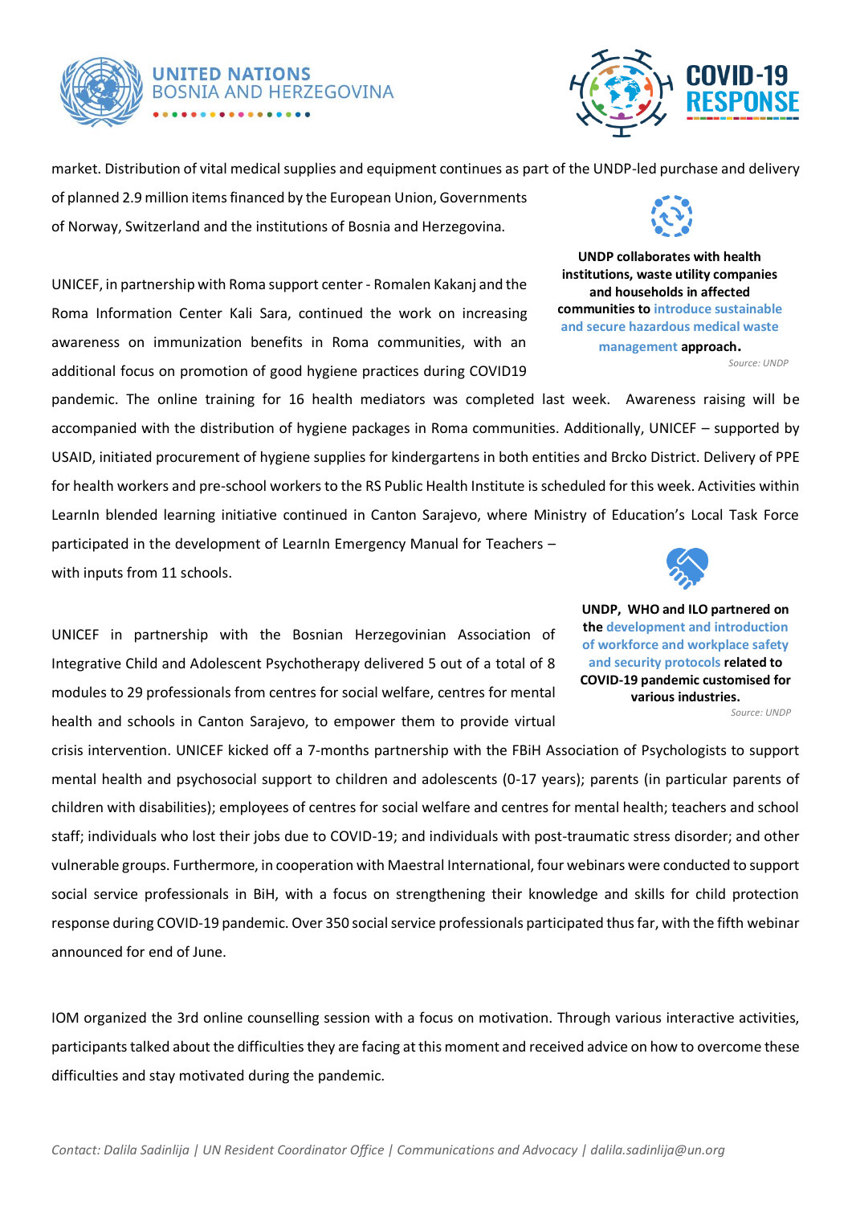market. Distribution of vital medical supplies and equipment continues as part of the UNDP-led purchase and delivery of planned 2.9 million items financed by the European Union, Governments of Norway, Switzerland and the institutions of Bosnia and Herzegovina.

UNICEF, in partnership with Roma support center - Romalen Kakanj and the Roma Information Center Kali Sara, continued the work on increasing awareness on immunization benefits in Roma communities, with an additional focus on promotion of good hygiene practices during COVID19 pandemic. The online training for 16 health mediators was completed last week. Awareness raising will be accompanied with the distribution of hygiene packages in Roma communities. Additionally, UNICEF – supported by USAID, initiated procurement of hygiene supplies for kindergartens in both entities and Brcko District. Delivery of PPE for health workers and pre-school workers to the RS Public Health Institute is scheduled for this week. Activities within LearnIn blended learning initiative continued in Canton Sarajevo, where Ministry of Education's Local Task Force participated in the development of LearnIn Emergency Manual for Teachers – with inputs from 11 schools.

**UNDP collaborates with health institutions, waste utility companies and households in affected communities to introduce sustainable and secure hazardous medical waste management approach.**

*Source: UNDP*

UNICEF in partnership with the Bosnian Herzegovinian Association of Integrative Child and Adolescent Psychotherapy delivered 5 out of a total of 8 modules to 29 professionals from centres for social welfare, centres for mental health and schools in Canton Sarajevo, to empower them to provide virtual crisis intervention. UNICEF kicked off a 7-months partnership with the FBiH Association of Psychologists to support mental health and psychosocial support to children and adolescents (0-17 years); parents (in particular parents of children with disabilities); employees of centres for social welfare and centres for mental health; teachers and school staff; individuals who lost their jobs due to COVID-19; and individuals with post-traumatic stress disorder; and other vulnerable groups. Furthermore, in cooperation with Maestral International, four webinars were conducted to support social service professionals in BiH, with a focus on strengthening their knowledge and skills for child protection response during COVID-19 pandemic. Over 350 social service professionals participated thus far, with the fifth webinar announced for end of June.

**UNDP, WHO and ILO partnered on the development and introduction of workforce and workplace safety and security protocols related to COVID-19 pandemic customised for various industries.**

*Source: UNDP*

IOM organized the 3rd online counselling session with a focus on motivation. Through various interactive activities, participants talked about the difficulties they are facing at this moment and received advice on how to overcome these difficulties and stay motivated during the pandemic.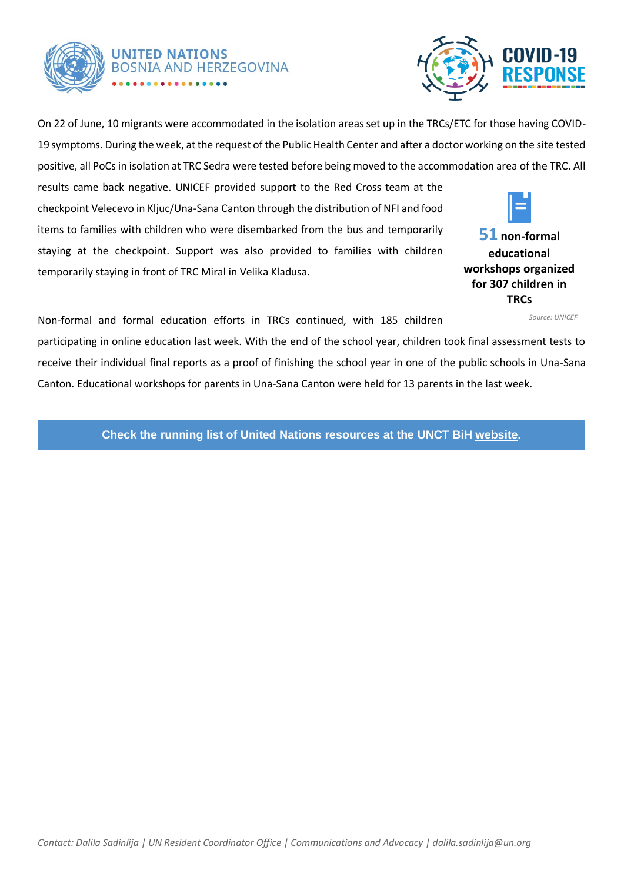On 22 of June, 10 migrants were accommodated in the isolation areas set up in the TRCs/ETC for those having COVID-19 symptoms. During the week, at the request of the Public Health Center and after a doctor working on the site tested positive, all PoCs in isolation at TRC Sedra were tested before being moved to the accommodation area of the TRC. All results came back negative. UNICEF provided support to the Red Cross team at the checkpoint Velecevo in Kljuc/Una-Sana Canton through the distribution of NFI and food items to families with children who were disembarked from the bus and temporarily staying at the checkpoint. Support was also provided to families with children temporarily staying in front of TRC Miral in Velika Kladusa.

**51 non-formal educational workshops organized for 307 children in TRCs**

*Source: UNICEF*

Non-formal and formal education efforts in TRCs continued, with 185 children participating in online education last week. With the end of the school year, children took final assessment tests to receive their individual final reports as a proof of finishing the school year in one of the public schools in Una-Sana Canton. Educational workshops for parents in Una-Sana Canton were held for 13 parents in the last week.

**Check the running list of United Nations resources at the UNCT BiH website.**

*Contact: Dalila Sadinlija | UN Resident Coordinator Office | Communications and Advocacy | dalila.sadinlija@un.org*